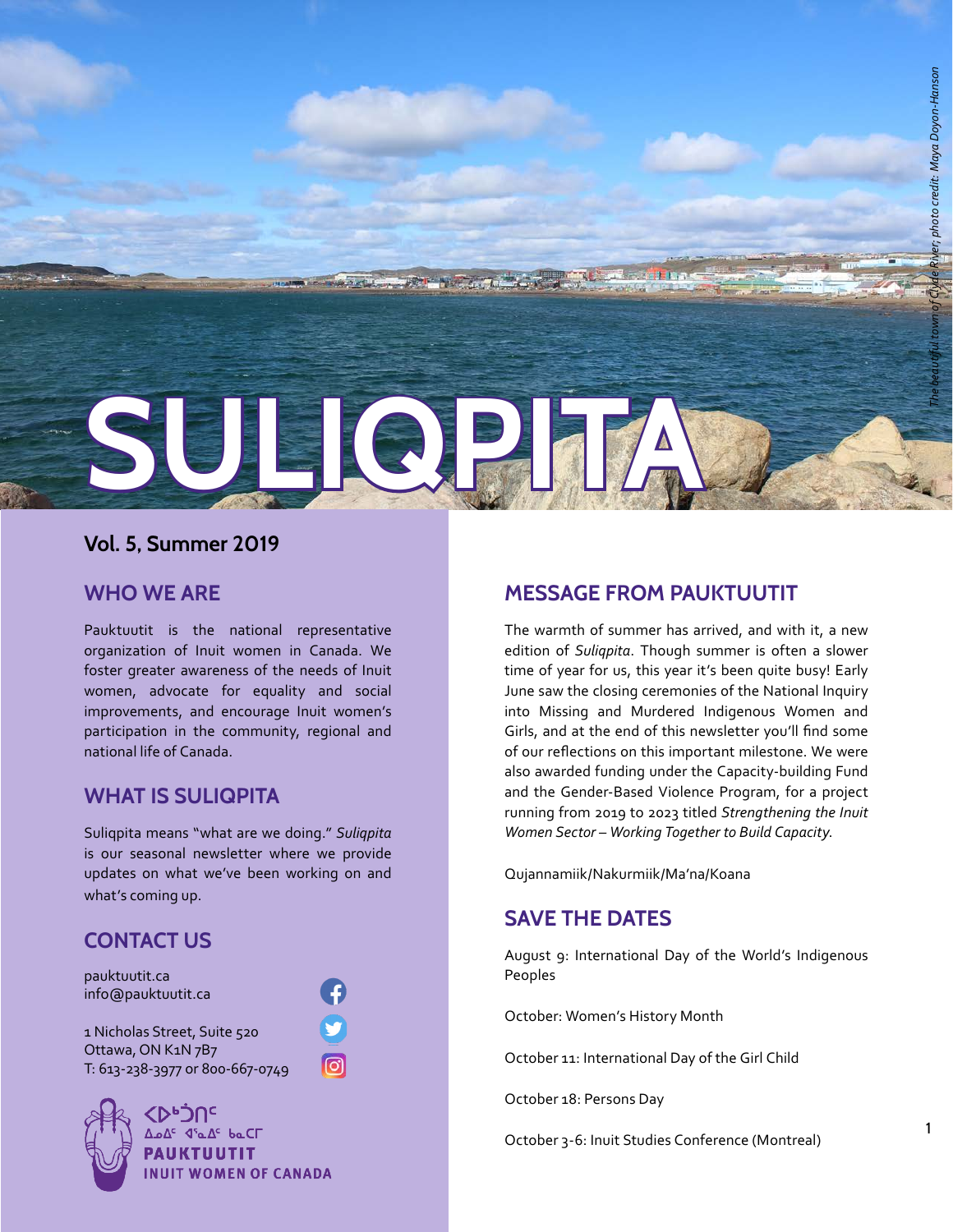# SULIQPITA

*The beautiful town of Clyde River; photo credit: Maya Doyon-Hanson*

**Vol. 5, Summer 2019**

## WHO WE ARE

Pauktuutit is the national representative organization of Inuit women in Canada. We foster greater awareness of the needs of Inuit women, advocate for equality and social improvements, and encourage Inuit women's participation in the community, regional and national life of Canada.

## WHAT IS SULIQPITA

Suliqpita means "what are we doing." *Suliqpita* is our seasonal newsletter where we provide updates on what we've been working on and what's coming up.

## CONTACT US

pauktuutit.ca
info@pauktuutit.ca

1 Nicholas Street, Suite 520
Ottawa, ON K1N 7B7
T: 613-238-3977 or 800-667-0749

ᐸᐅᒃᑑᑎᑦ
ᐃᓄᐃᑦ ᐊᕐᓇᐃᑦ ᑲᓇᑕᒥ
PAUKTUUTIT
INUIT WOMEN OF CANADA

## MESSAGE FROM PAUKTUUTIT

The warmth of summer has arrived, and with it, a new edition of *Suliqpita*. Though summer is often a slower time of year for us, this year it's been quite busy! Early June saw the closing ceremonies of the National Inquiry into Missing and Murdered Indigenous Women and Girls, and at the end of this newsletter you'll find some of our reflections on this important milestone. We were also awarded funding under the Capacity-building Fund and the Gender-Based Violence Program, for a project running from 2019 to 2023 titled *Strengthening the Inuit Women Sector – Working Together to Build Capacity*.

Qujannamiik/Nakurmiik/Ma'na/Koana

## SAVE THE DATES

August 9: International Day of the World's Indigenous Peoples

October: Women's History Month

October 11: International Day of the Girl Child

October 18: Persons Day

October 3-6: Inuit Studies Conference (Montreal)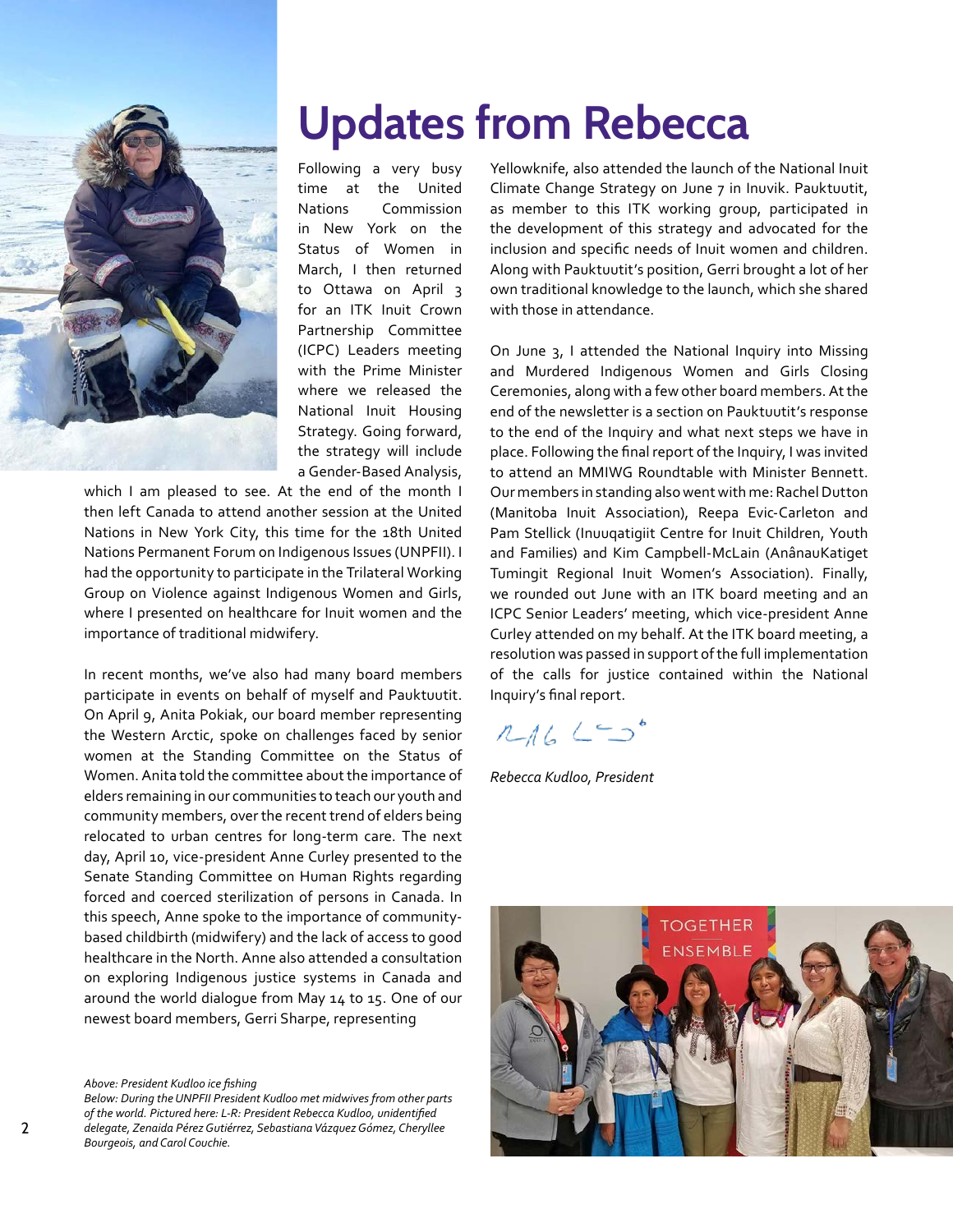# Updates from Rebecca

Following a very busy time at the United Nations Commission in New York on the Status of Women in March, I then returned to Ottawa on April 3 for an ITK Inuit Crown Partnership Committee (ICPC) Leaders meeting with the Prime Minister where we released the National Inuit Housing Strategy. Going forward, the strategy will include a Gender-Based Analysis, which I am pleased to see. At the end of the month I then left Canada to attend another session at the United Nations in New York City, this time for the 18th United Nations Permanent Forum on Indigenous Issues (UNPFII). I had the opportunity to participate in the Trilateral Working Group on Violence against Indigenous Women and Girls, where I presented on healthcare for Inuit women and the importance of traditional midwifery.

In recent months, we've also had many board members participate in events on behalf of myself and Pauktuutit. On April 9, Anita Pokiak, our board member representing the Western Arctic, spoke on challenges faced by senior women at the Standing Committee on the Status of Women. Anita told the committee about the importance of elders remaining in our communities to teach our youth and community members, over the recent trend of elders being relocated to urban centres for long-term care. The next day, April 10, vice-president Anne Curley presented to the Senate Standing Committee on Human Rights regarding forced and coerced sterilization of persons in Canada. In this speech, Anne spoke to the importance of community-based childbirth (midwifery) and the lack of access to good healthcare in the North. Anne also attended a consultation on exploring Indigenous justice systems in Canada and around the world dialogue from May 14 to 15. One of our newest board members, Gerri Sharpe, representing Yellowknife, also attended the launch of the National Inuit Climate Change Strategy on June 7 in Inuvik. Pauktuutit, as member to this ITK working group, participated in the development of this strategy and advocated for the inclusion and specific needs of Inuit women and children. Along with Pauktuutit's position, Gerri brought a lot of her own traditional knowledge to the launch, which she shared with those in attendance.

On June 3, I attended the National Inquiry into Missing and Murdered Indigenous Women and Girls Closing Ceremonies, along with a few other board members. At the end of the newsletter is a section on Pauktuutit's response to the end of the Inquiry and what next steps we have in place. Following the final report of the Inquiry, I was invited to attend an MMIWG Roundtable with Minister Bennett. Our members in standing also went with me: Rachel Dutton (Manitoba Inuit Association), Reepa Evic-Carleton and Pam Stellick (Inuuqatigiit Centre for Inuit Children, Youth and Families) and Kim Campbell-McLain (AnânauKatiget Tumingit Regional Inuit Women's Association). Finally, we rounded out June with an ITK board meeting and an ICPC Senior Leaders' meeting, which vice-president Anne Curley attended on my behalf. At the ITK board meeting, a resolution was passed in support of the full implementation of the calls for justice contained within the National Inquiry's final report.

*Rebecca Kudloo, President*

*Above: President Kudloo ice fishing*

*Below: During the UNPFII President Kudloo met midwives from other parts of the world. Pictured here: L-R: President Rebecca Kudloo, unidentified delegate, Zenaida Pérez Gutiérrez, Sebastiana Vázquez Gómez, Cheryllee Bourgeois, and Carol Couchie.*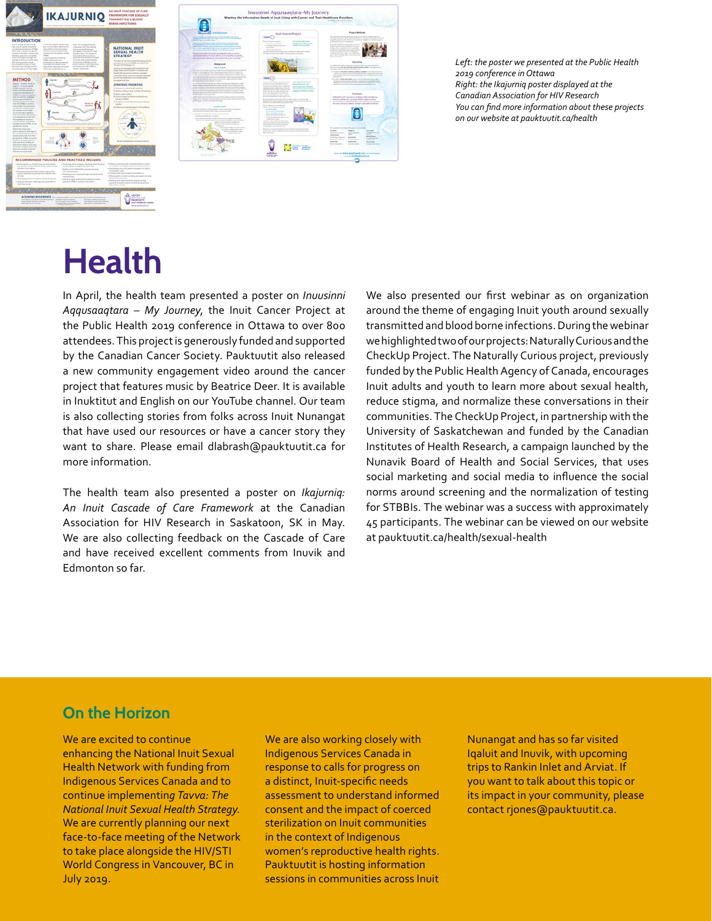*Left: the poster we presented at the Public Health 2019 conference in Ottawa*
*Right: the Ikajurniq poster displayed at the Canadian Association for HIV Research*
*You can find more information about these projects on our website at pauktuutit.ca/health*

# Health

In April, the health team presented a poster on *Inuusinni Aqqusaaqtara – My Journey*, the Inuit Cancer Project at the Public Health 2019 conference in Ottawa to over 800 attendees. This project is generously funded and supported by the Canadian Cancer Society. Pauktuutit also released a new community engagement video around the cancer project that features music by Beatrice Deer. It is available in Inuktitut and English on our YouTube channel. Our team is also collecting stories from folks across Inuit Nunangat that have used our resources or have a cancer story they want to share. Please email dlabrash@pauktuutit.ca for more information.

The health team also presented a poster on *Ikajurniq: An Inuit Cascade of Care Framework* at the Canadian Association for HIV Research in Saskatoon, SK in May. We are also collecting feedback on the Cascade of Care and have received excellent comments from Inuvik and Edmonton so far.

We also presented our first webinar as on organization around the theme of engaging Inuit youth around sexually transmitted and blood borne infections. During the webinar we highlighted two of our projects: Naturally Curious and the CheckUp Project. The Naturally Curious project, previously funded by the Public Health Agency of Canada, encourages Inuit adults and youth to learn more about sexual health, reduce stigma, and normalize these conversations in their communities. The CheckUp Project, in partnership with the University of Saskatchewan and funded by the Canadian Institutes of Health Research, a campaign launched by the Nunavik Board of Health and Social Services, that uses social marketing and social media to influence the social norms around screening and the normalization of testing for STBBIs. The webinar was a success with approximately 45 participants. The webinar can be viewed on our website at pauktuutit.ca/health/sexual-health

## On the Horizon

We are excited to continue enhancing the National Inuit Sexual Health Network with funding from Indigenous Services Canada and to continue implementing *Tavva: The National Inuit Sexual Health Strategy.* We are currently planning our next face-to-face meeting of the Network to take place alongside the HIV/STI World Congress in Vancouver, BC in July 2019.

We are also working closely with Indigenous Services Canada in response to calls for progress on a distinct, Inuit-specific needs assessment to understand informed consent and the impact of coerced sterilization on Inuit communities in the context of Indigenous women's reproductive health rights. Pauktuutit is hosting information sessions in communities across Inuit Nunangat and has so far visited Iqaluit and Inuvik, with upcoming trips to Rankin Inlet and Arviat. If you want to talk about this topic or its impact in your community, please contact rjones@pauktuutit.ca.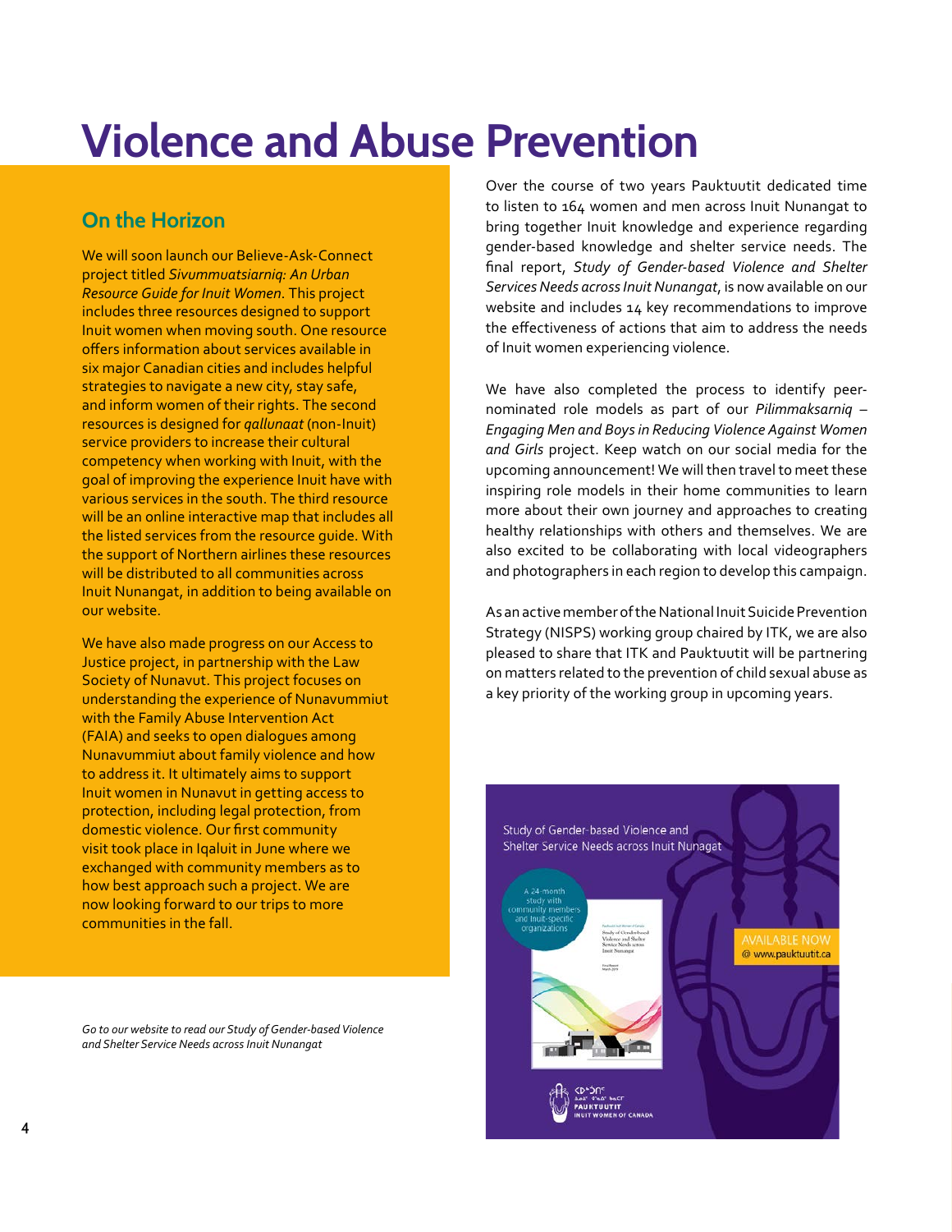# Violence and Abuse Prevention

## On the Horizon

We will soon launch our Believe-Ask-Connect project titled *Sivummuatsiarniq: An Urban Resource Guide for Inuit Women*. This project includes three resources designed to support Inuit women when moving south. One resource offers information about services available in six major Canadian cities and includes helpful strategies to navigate a new city, stay safe, and inform women of their rights. The second resources is designed for *qallunaat* (non-Inuit) service providers to increase their cultural competency when working with Inuit, with the goal of improving the experience Inuit have with various services in the south. The third resource will be an online interactive map that includes all the listed services from the resource guide. With the support of Northern airlines these resources will be distributed to all communities across Inuit Nunangat, in addition to being available on our website.

We have also made progress on our Access to Justice project, in partnership with the Law Society of Nunavut. This project focuses on understanding the experience of Nunavummiut with the Family Abuse Intervention Act (FAIA) and seeks to open dialogues among Nunavummiut about family violence and how to address it. It ultimately aims to support Inuit women in Nunavut in getting access to protection, including legal protection, from domestic violence. Our first community visit took place in Iqaluit in June where we exchanged with community members as to how best approach such a project. We are now looking forward to our trips to more communities in the fall.

*Go to our website to read our Study of Gender-based Violence and Shelter Service Needs across Inuit Nunangat*

Over the course of two years Pauktuutit dedicated time to listen to 164 women and men across Inuit Nunangat to bring together Inuit knowledge and experience regarding gender-based knowledge and shelter service needs. The final report, *Study of Gender-based Violence and Shelter Services Needs across Inuit Nunangat*, is now available on our website and includes 14 key recommendations to improve the effectiveness of actions that aim to address the needs of Inuit women experiencing violence.

We have also completed the process to identify peer-nominated role models as part of our *Pilimmaksarniq – Engaging Men and Boys in Reducing Violence Against Women and Girls* project. Keep watch on our social media for the upcoming announcement! We will then travel to meet these inspiring role models in their home communities to learn more about their own journey and approaches to creating healthy relationships with others and themselves. We are also excited to be collaborating with local videographers and photographers in each region to develop this campaign.

As an active member of the National Inuit Suicide Prevention Strategy (NISPS) working group chaired by ITK, we are also pleased to share that ITK and Pauktuutit will be partnering on matters related to the prevention of child sexual abuse as a key priority of the working group in upcoming years.

Study of Gender-based Violence and Shelter Service Needs across Inuit Nunagat

A 24-month study with community members and Inuit-specific organizations

AVAILABLE NOW @ www.pauktuutit.ca

PAUKTUUTIT INUIT WOMEN OF CANADA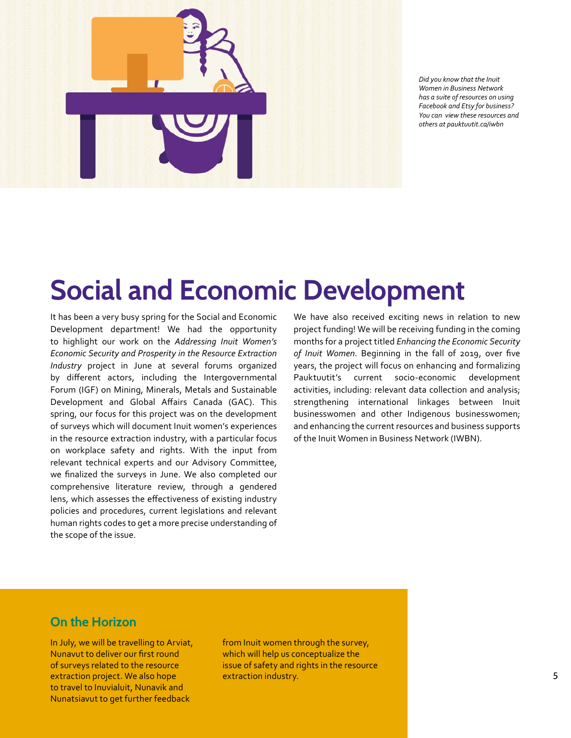*Did you know that the Inuit Women in Business Network has a suite of resources on using Facebook and Etsy for business? You can view these resources and others at pauktuutit.ca/iwbn*

# Social and Economic Development

It has been a very busy spring for the Social and Economic Development department! We had the opportunity to highlight our work on the *Addressing Inuit Women's Economic Security and Prosperity in the Resource Extraction Industry* project in June at several forums organized by different actors, including the Intergovernmental Forum (IGF) on Mining, Minerals, Metals and Sustainable Development and Global Affairs Canada (GAC). This spring, our focus for this project was on the development of surveys which will document Inuit women's experiences in the resource extraction industry, with a particular focus on workplace safety and rights. With the input from relevant technical experts and our Advisory Committee, we finalized the surveys in June. We also completed our comprehensive literature review, through a gendered lens, which assesses the effectiveness of existing industry policies and procedures, current legislations and relevant human rights codes to get a more precise understanding of the scope of the issue.

We have also received exciting news in relation to new project funding! We will be receiving funding in the coming months for a project titled *Enhancing the Economic Security of Inuit Women*. Beginning in the fall of 2019, over five years, the project will focus on enhancing and formalizing Pauktuutit's current socio-economic development activities, including: relevant data collection and analysis; strengthening international linkages between Inuit businesswomen and other Indigenous businesswomen; and enhancing the current resources and business supports of the Inuit Women in Business Network (IWBN).

## On the Horizon

In July, we will be travelling to Arviat, Nunavut to deliver our first round of surveys related to the resource extraction project. We also hope to travel to Inuvialuit, Nunavik and Nunatsiavut to get further feedback from Inuit women through the survey, which will help us conceptualize the issue of safety and rights in the resource extraction industry.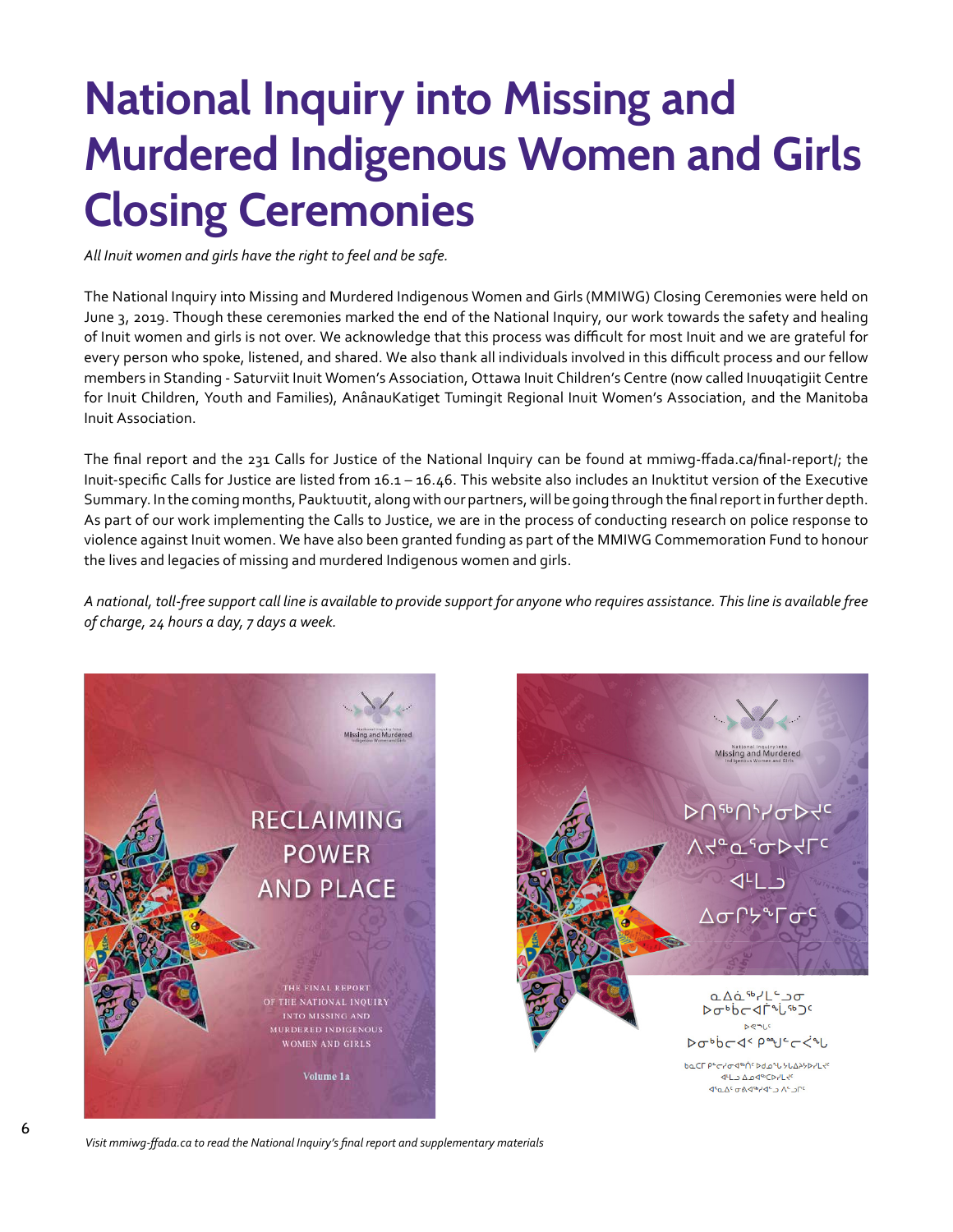# National Inquiry into Missing and Murdered Indigenous Women and Girls Closing Ceremonies

*All Inuit women and girls have the right to feel and be safe.*

The National Inquiry into Missing and Murdered Indigenous Women and Girls (MMIWG) Closing Ceremonies were held on June 3, 2019. Though these ceremonies marked the end of the National Inquiry, our work towards the safety and healing of Inuit women and girls is not over. We acknowledge that this process was difficult for most Inuit and we are grateful for every person who spoke, listened, and shared. We also thank all individuals involved in this difficult process and our fellow members in Standing - Saturviit Inuit Women's Association, Ottawa Inuit Children's Centre (now called Inuuqatigiit Centre for Inuit Children, Youth and Families), AnânauKatiget Tumingit Regional Inuit Women's Association, and the Manitoba Inuit Association.

The final report and the 231 Calls for Justice of the National Inquiry can be found at mmiwg-ffada.ca/final-report/; the Inuit-specific Calls for Justice are listed from 16.1 – 16.46. This website also includes an Inuktitut version of the Executive Summary. In the coming months, Pauktuutit, along with our partners, will be going through the final report in further depth. As part of our work implementing the Calls to Justice, we are in the process of conducting research on police response to violence against Inuit women. We have also been granted funding as part of the MMIWG Commemoration Fund to honour the lives and legacies of missing and murdered Indigenous women and girls.

*A national, toll-free support call line is available to provide support for anyone who requires assistance. This line is available free of charge, 24 hours a day, 7 days a week.*

*Visit mmiwg-ffada.ca to read the National Inquiry's final report and supplementary materials*